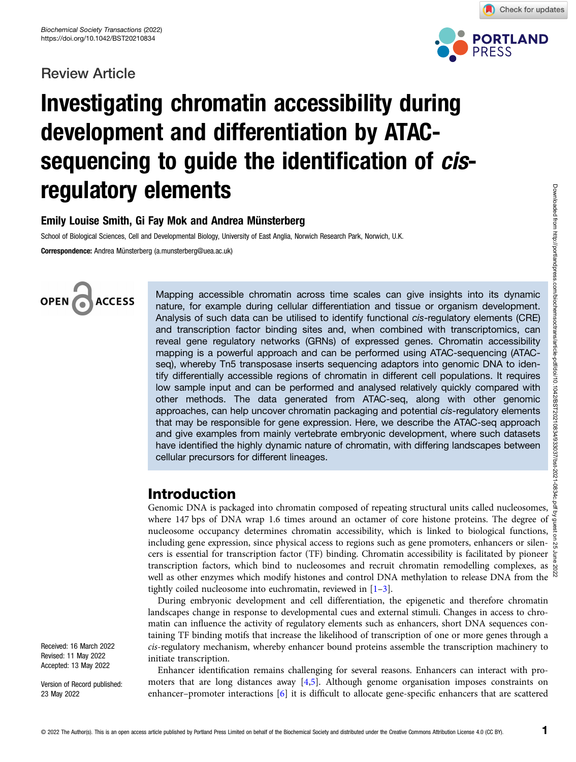Review Article

# Investigating chromatin accessibility during development and differentiation by ATAC-sequencing to guide the identification of *cis*-regulatory elements

**Emily Louise Smith, Gi Fay Mok and Andrea Münsterberg**

School of Biological Sciences, Cell and Developmental Biology, University of East Anglia, Norwich Research Park, Norwich, U.K.

**Correspondence:** Andrea Münsterberg (a.munsterberg@uea.ac.uk)

Mapping accessible chromatin across time scales can give insights into its dynamic nature, for example during cellular differentiation and tissue or organism development. Analysis of such data can be utilised to identify functional *cis*-regulatory elements (CRE) and transcription factor binding sites and, when combined with transcriptomics, can reveal gene regulatory networks (GRNs) of expressed genes. Chromatin accessibility mapping is a powerful approach and can be performed using ATAC-sequencing (ATAC-seq), whereby Tn5 transposase inserts sequencing adaptors into genomic DNA to identify differentially accessible regions of chromatin in different cell populations. It requires low sample input and can be performed and analysed relatively quickly compared with other methods. The data generated from ATAC-seq, along with other genomic approaches, can help uncover chromatin packaging and potential *cis*-regulatory elements that may be responsible for gene expression. Here, we describe the ATAC-seq approach and give examples from mainly vertebrate embryonic development, where such datasets have identified the highly dynamic nature of chromatin, with differing landscapes between cellular precursors for different lineages.

## Introduction

Genomic DNA is packaged into chromatin composed of repeating structural units called nucleosomes, where 147 bps of DNA wrap 1.6 times around an octamer of core histone proteins. The degree of nucleosome occupancy determines chromatin accessibility, which is linked to biological functions, including gene expression, since physical access to regions such as gene promoters, enhancers or silencers is essential for transcription factor (TF) binding. Chromatin accessibility is facilitated by pioneer transcription factors, which bind to nucleosomes and recruit chromatin remodelling complexes, as well as other enzymes which modify histones and control DNA methylation to release DNA from the tightly coiled nucleosome into euchromatin, reviewed in [1–3].

During embryonic development and cell differentiation, the epigenetic and therefore chromatin landscapes change in response to developmental cues and external stimuli. Changes in access to chromatin can influence the activity of regulatory elements such as enhancers, short DNA sequences containing TF binding motifs that increase the likelihood of transcription of one or more genes through a *cis*-regulatory mechanism, whereby enhancer bound proteins assemble the transcription machinery to initiate transcription.

Enhancer identification remains challenging for several reasons. Enhancers can interact with promoters that are long distances away [4,5]. Although genome organisation imposes constraints on enhancer–promoter interactions [6] it is difficult to allocate gene-specific enhancers that are scattered

Received: 16 March 2022
Revised: 11 May 2022
Accepted: 13 May 2022

Version of Record published: 23 May 2022

© 2022 The Author(s). This is an open access article published by Portland Press Limited on behalf of the Biochemical Society and distributed under the Creative Commons Attribution License 4.0 (CC BY).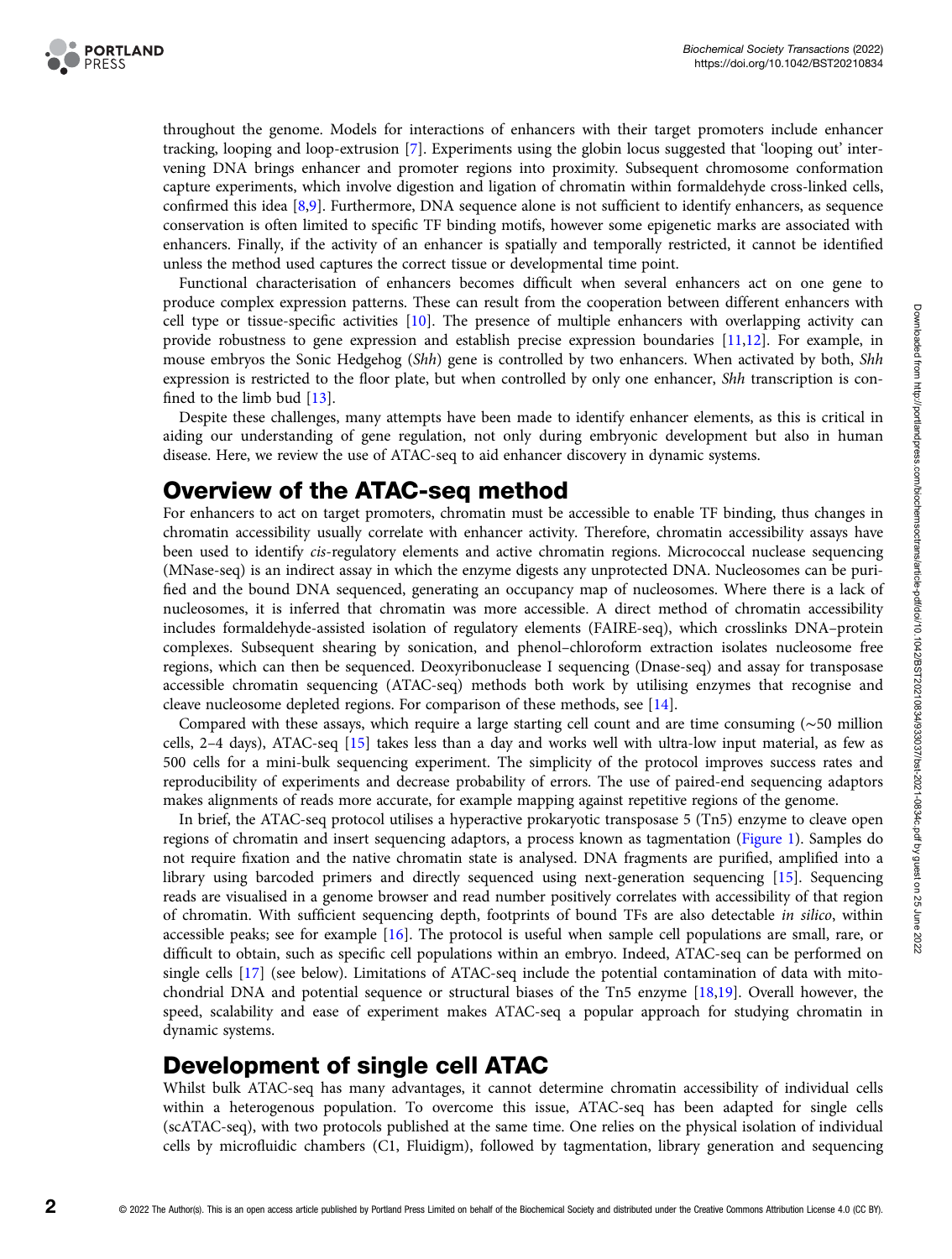throughout the genome. Models for interactions of enhancers with their target promoters include enhancer tracking, looping and loop-extrusion [7]. Experiments using the globin locus suggested that 'looping out' intervening DNA brings enhancer and promoter regions into proximity. Subsequent chromosome conformation capture experiments, which involve digestion and ligation of chromatin within formaldehyde cross-linked cells, confirmed this idea [8,9]. Furthermore, DNA sequence alone is not sufficient to identify enhancers, as sequence conservation is often limited to specific TF binding motifs, however some epigenetic marks are associated with enhancers. Finally, if the activity of an enhancer is spatially and temporally restricted, it cannot be identified unless the method used captures the correct tissue or developmental time point.

Functional characterisation of enhancers becomes difficult when several enhancers act on one gene to produce complex expression patterns. These can result from the cooperation between different enhancers with cell type or tissue-specific activities [10]. The presence of multiple enhancers with overlapping activity can provide robustness to gene expression and establish precise expression boundaries [11,12]. For example, in mouse embryos the Sonic Hedgehog (*Shh*) gene is controlled by two enhancers. When activated by both, *Shh* expression is restricted to the floor plate, but when controlled by only one enhancer, *Shh* transcription is confined to the limb bud [13].

Despite these challenges, many attempts have been made to identify enhancer elements, as this is critical in aiding our understanding of gene regulation, not only during embryonic development but also in human disease. Here, we review the use of ATAC-seq to aid enhancer discovery in dynamic systems.

## Overview of the ATAC-seq method

For enhancers to act on target promoters, chromatin must be accessible to enable TF binding, thus changes in chromatin accessibility usually correlate with enhancer activity. Therefore, chromatin accessibility assays have been used to identify *cis*-regulatory elements and active chromatin regions. Micrococcal nuclease sequencing (MNase-seq) is an indirect assay in which the enzyme digests any unprotected DNA. Nucleosomes can be purified and the bound DNA sequenced, generating an occupancy map of nucleosomes. Where there is a lack of nucleosomes, it is inferred that chromatin was more accessible. A direct method of chromatin accessibility includes formaldehyde-assisted isolation of regulatory elements (FAIRE-seq), which crosslinks DNA–protein complexes. Subsequent shearing by sonication, and phenol–chloroform extraction isolates nucleosome free regions, which can then be sequenced. Deoxyribonuclease I sequencing (Dnase-seq) and assay for transposase accessible chromatin sequencing (ATAC-seq) methods both work by utilising enzymes that recognise and cleave nucleosome depleted regions. For comparison of these methods, see [14].

Compared with these assays, which require a large starting cell count and are time consuming (∼50 million cells, 2–4 days), ATAC-seq [15] takes less than a day and works well with ultra-low input material, as few as 500 cells for a mini-bulk sequencing experiment. The simplicity of the protocol improves success rates and reproducibility of experiments and decrease probability of errors. The use of paired-end sequencing adaptors makes alignments of reads more accurate, for example mapping against repetitive regions of the genome.

In brief, the ATAC-seq protocol utilises a hyperactive prokaryotic transposase 5 (Tn5) enzyme to cleave open regions of chromatin and insert sequencing adaptors, a process known as tagmentation (Figure 1). Samples do not require fixation and the native chromatin state is analysed. DNA fragments are purified, amplified into a library using barcoded primers and directly sequenced using next-generation sequencing [15]. Sequencing reads are visualised in a genome browser and read number positively correlates with accessibility of that region of chromatin. With sufficient sequencing depth, footprints of bound TFs are also detectable *in silico*, within accessible peaks; see for example [16]. The protocol is useful when sample cell populations are small, rare, or difficult to obtain, such as specific cell populations within an embryo. Indeed, ATAC-seq can be performed on single cells [17] (see below). Limitations of ATAC-seq include the potential contamination of data with mitochondrial DNA and potential sequence or structural biases of the Tn5 enzyme [18,19]. Overall however, the speed, scalability and ease of experiment makes ATAC-seq a popular approach for studying chromatin in dynamic systems.

## Development of single cell ATAC

Whilst bulk ATAC-seq has many advantages, it cannot determine chromatin accessibility of individual cells within a heterogenous population. To overcome this issue, ATAC-seq has been adapted for single cells (scATAC-seq), with two protocols published at the same time. One relies on the physical isolation of individual cells by microfluidic chambers (C1, Fluidigm), followed by tagmentation, library generation and sequencing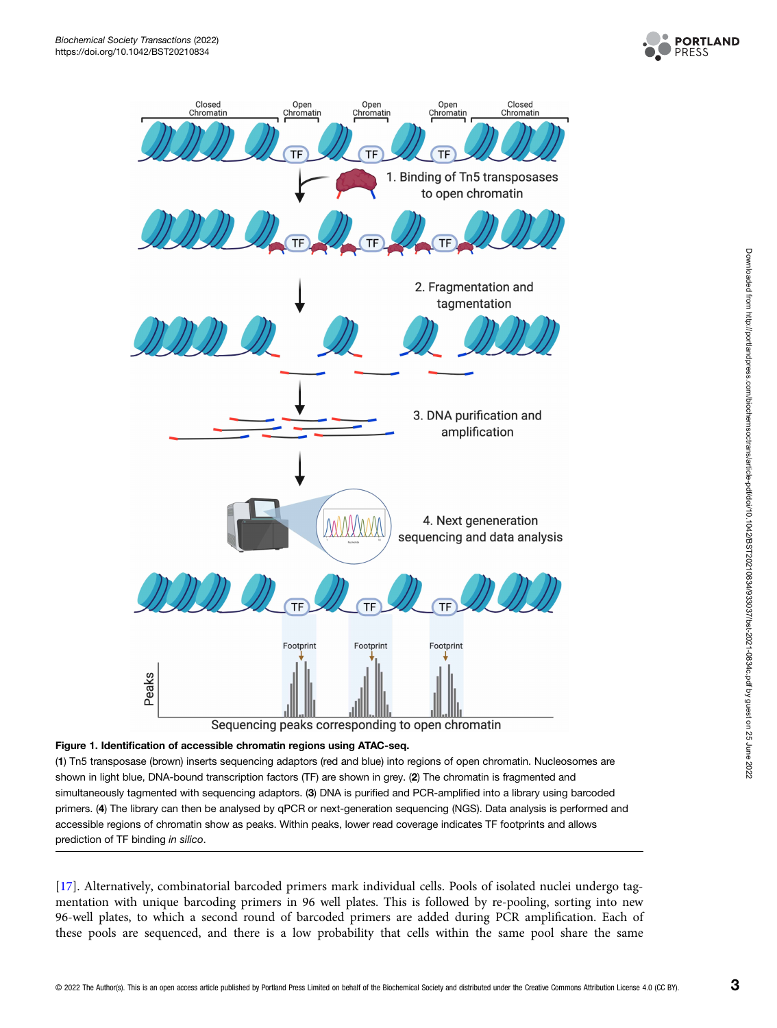**Figure 1. Identification of accessible chromatin regions using ATAC-seq.**

(**1**) Tn5 transposase (brown) inserts sequencing adaptors (red and blue) into regions of open chromatin. Nucleosomes are shown in light blue, DNA-bound transcription factors (TF) are shown in grey. (**2**) The chromatin is fragmented and simultaneously tagmented with sequencing adaptors. (**3**) DNA is purified and PCR-amplified into a library using barcoded primers. (**4**) The library can then be analysed by qPCR or next-generation sequencing (NGS). Data analysis is performed and accessible regions of chromatin show as peaks. Within peaks, lower read coverage indicates TF footprints and allows prediction of TF binding *in silico*.

[17]. Alternatively, combinatorial barcoded primers mark individual cells. Pools of isolated nuclei undergo tagmentation with unique barcoding primers in 96 well plates. This is followed by re-pooling, sorting into new 96-well plates, to which a second round of barcoded primers are added during PCR amplification. Each of these pools are sequenced, and there is a low probability that cells within the same pool share the same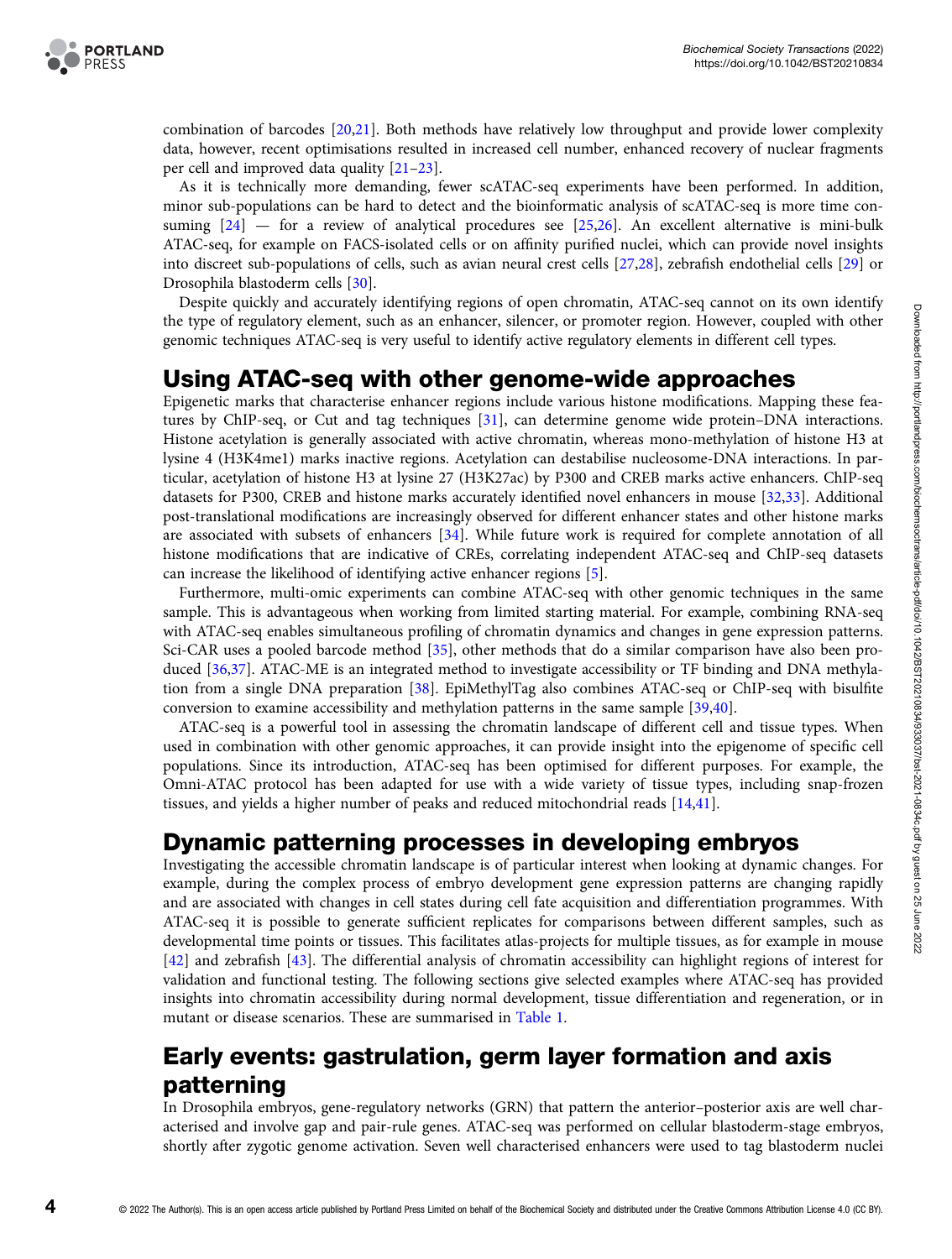combination of barcodes [20,21]. Both methods have relatively low throughput and provide lower complexity data, however, recent optimisations resulted in increased cell number, enhanced recovery of nuclear fragments per cell and improved data quality [21–23].

As it is technically more demanding, fewer scATAC-seq experiments have been performed. In addition, minor sub-populations can be hard to detect and the bioinformatic analysis of scATAC-seq is more time consuming [24] — for a review of analytical procedures see [25,26]. An excellent alternative is mini-bulk ATAC-seq, for example on FACS-isolated cells or on affinity purified nuclei, which can provide novel insights into discreet sub-populations of cells, such as avian neural crest cells [27,28], zebrafish endothelial cells [29] or Drosophila blastoderm cells [30].

Despite quickly and accurately identifying regions of open chromatin, ATAC-seq cannot on its own identify the type of regulatory element, such as an enhancer, silencer, or promoter region. However, coupled with other genomic techniques ATAC-seq is very useful to identify active regulatory elements in different cell types.

## Using ATAC-seq with other genome-wide approaches

Epigenetic marks that characterise enhancer regions include various histone modifications. Mapping these features by ChIP-seq, or Cut and tag techniques [31], can determine genome wide protein–DNA interactions. Histone acetylation is generally associated with active chromatin, whereas mono-methylation of histone H3 at lysine 4 (H3K4me1) marks inactive regions. Acetylation can destabilise nucleosome-DNA interactions. In particular, acetylation of histone H3 at lysine 27 (H3K27ac) by P300 and CREB marks active enhancers. ChIP-seq datasets for P300, CREB and histone marks accurately identified novel enhancers in mouse [32,33]. Additional post-translational modifications are increasingly observed for different enhancer states and other histone marks are associated with subsets of enhancers [34]. While future work is required for complete annotation of all histone modifications that are indicative of CREs, correlating independent ATAC-seq and ChIP-seq datasets can increase the likelihood of identifying active enhancer regions [5].

Furthermore, multi-omic experiments can combine ATAC-seq with other genomic techniques in the same sample. This is advantageous when working from limited starting material. For example, combining RNA-seq with ATAC-seq enables simultaneous profiling of chromatin dynamics and changes in gene expression patterns. Sci-CAR uses a pooled barcode method [35], other methods that do a similar comparison have also been produced [36,37]. ATAC-ME is an integrated method to investigate accessibility or TF binding and DNA methylation from a single DNA preparation [38]. EpiMethylTag also combines ATAC-seq or ChIP-seq with bisulfite conversion to examine accessibility and methylation patterns in the same sample [39,40].

ATAC-seq is a powerful tool in assessing the chromatin landscape of different cell and tissue types. When used in combination with other genomic approaches, it can provide insight into the epigenome of specific cell populations. Since its introduction, ATAC-seq has been optimised for different purposes. For example, the Omni-ATAC protocol has been adapted for use with a wide variety of tissue types, including snap-frozen tissues, and yields a higher number of peaks and reduced mitochondrial reads [14,41].

## Dynamic patterning processes in developing embryos

Investigating the accessible chromatin landscape is of particular interest when looking at dynamic changes. For example, during the complex process of embryo development gene expression patterns are changing rapidly and are associated with changes in cell states during cell fate acquisition and differentiation programmes. With ATAC-seq it is possible to generate sufficient replicates for comparisons between different samples, such as developmental time points or tissues. This facilitates atlas-projects for multiple tissues, as for example in mouse [42] and zebrafish [43]. The differential analysis of chromatin accessibility can highlight regions of interest for validation and functional testing. The following sections give selected examples where ATAC-seq has provided insights into chromatin accessibility during normal development, tissue differentiation and regeneration, or in mutant or disease scenarios. These are summarised in Table 1.

## Early events: gastrulation, germ layer formation and axis patterning

In Drosophila embryos, gene-regulatory networks (GRN) that pattern the anterior–posterior axis are well characterised and involve gap and pair-rule genes. ATAC-seq was performed on cellular blastoderm-stage embryos, shortly after zygotic genome activation. Seven well characterised enhancers were used to tag blastoderm nuclei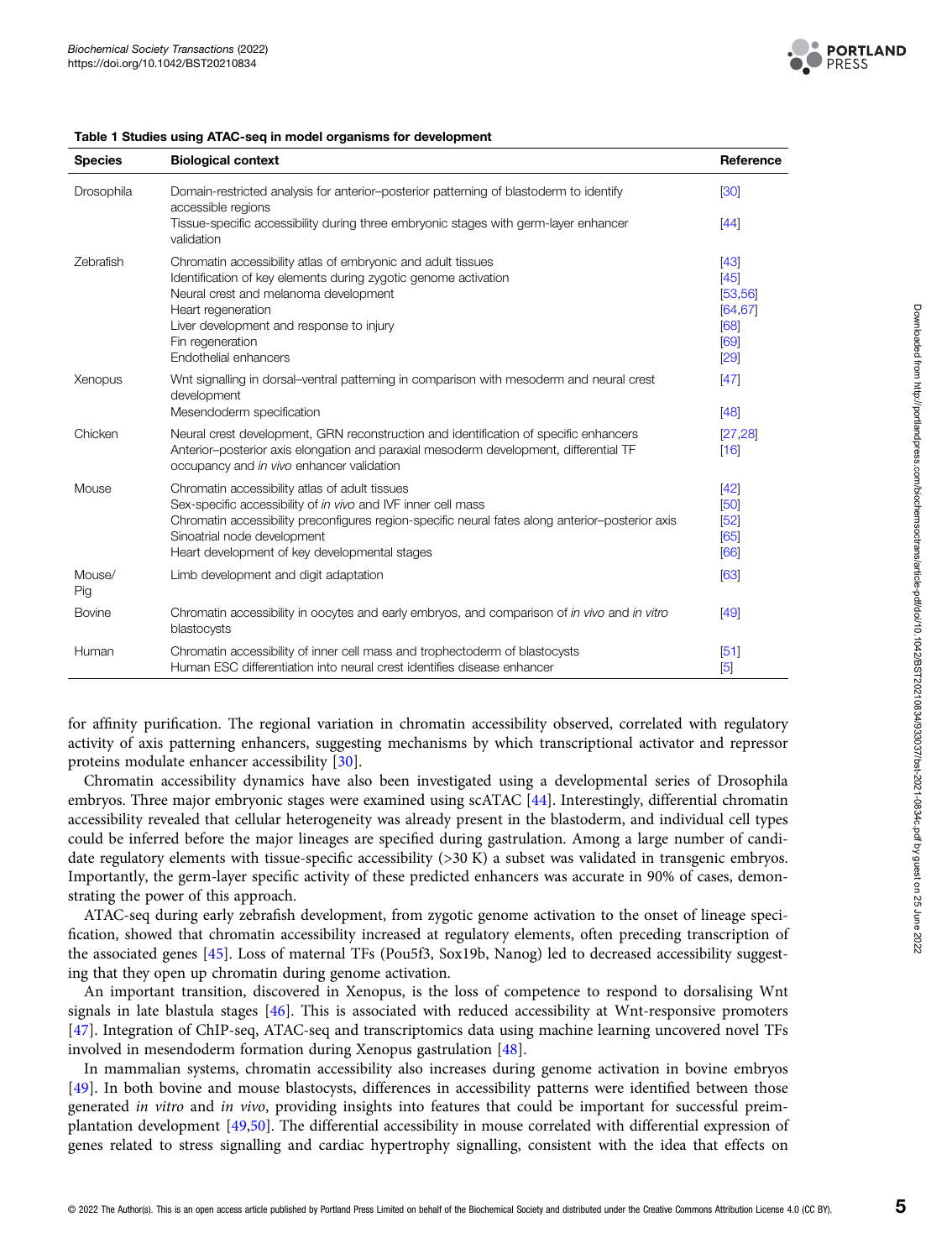**Table 1 Studies using ATAC-seq in model organisms for development**

| Species | Biological context | Reference |
|---|---|---|
| Drosophila | Domain-restricted analysis for anterior–posterior patterning of blastoderm to identify accessible regions | [30] |
| | Tissue-specific accessibility during three embryonic stages with germ-layer enhancer validation | [44] |
| Zebrafish | Chromatin accessibility atlas of embryonic and adult tissues | [43] |
| | Identification of key elements during zygotic genome activation | [45] |
| | Neural crest and melanoma development | [53,56] |
| | Heart regeneration | [64,67] |
| | Liver development and response to injury | [68] |
| | Fin regeneration | [69] |
| | Endothelial enhancers | [29] |
| Xenopus | Wnt signalling in dorsal–ventral patterning in comparison with mesoderm and neural crest development | [47] |
| | Mesendoderm specification | [48] |
| Chicken | Neural crest development, GRN reconstruction and identification of specific enhancers | [27,28] |
| | Anterior–posterior axis elongation and paraxial mesoderm development, differential TF occupancy and *in vivo* enhancer validation | [16] |
| Mouse | Chromatin accessibility atlas of adult tissues | [42] |
| | Sex-specific accessibility of *in vivo* and IVF inner cell mass | [50] |
| | Chromatin accessibility preconfigures region-specific neural fates along anterior–posterior axis | [52] |
| | Sinoatrial node development | [65] |
| | Heart development of key developmental stages | [66] |
| Mouse/ Pig | Limb development and digit adaptation | [63] |
| Bovine | Chromatin accessibility in oocytes and early embryos, and comparison of *in vivo* and *in vitro* blastocysts | [49] |
| Human | Chromatin accessibility of inner cell mass and trophectoderm of blastocysts | [51] |
| | Human ESC differentiation into neural crest identifies disease enhancer | [5] |

for affinity purification. The regional variation in chromatin accessibility observed, correlated with regulatory activity of axis patterning enhancers, suggesting mechanisms by which transcriptional activator and repressor proteins modulate enhancer accessibility [30].

Chromatin accessibility dynamics have also been investigated using a developmental series of Drosophila embryos. Three major embryonic stages were examined using scATAC [44]. Interestingly, differential chromatin accessibility revealed that cellular heterogeneity was already present in the blastoderm, and individual cell types could be inferred before the major lineages are specified during gastrulation. Among a large number of candidate regulatory elements with tissue-specific accessibility (>30 K) a subset was validated in transgenic embryos. Importantly, the germ-layer specific activity of these predicted enhancers was accurate in 90% of cases, demonstrating the power of this approach.

ATAC-seq during early zebrafish development, from zygotic genome activation to the onset of lineage specification, showed that chromatin accessibility increased at regulatory elements, often preceding transcription of the associated genes [45]. Loss of maternal TFs (Pou5f3, Sox19b, Nanog) led to decreased accessibility suggesting that they open up chromatin during genome activation.

An important transition, discovered in Xenopus, is the loss of competence to respond to dorsalising Wnt signals in late blastula stages [46]. This is associated with reduced accessibility at Wnt-responsive promoters [47]. Integration of ChIP-seq, ATAC-seq and transcriptomics data using machine learning uncovered novel TFs involved in mesendoderm formation during Xenopus gastrulation [48].

In mammalian systems, chromatin accessibility also increases during genome activation in bovine embryos [49]. In both bovine and mouse blastocysts, differences in accessibility patterns were identified between those generated *in vitro* and *in vivo*, providing insights into features that could be important for successful preimplantation development [49,50]. The differential accessibility in mouse correlated with differential expression of genes related to stress signalling and cardiac hypertrophy signalling, consistent with the idea that effects on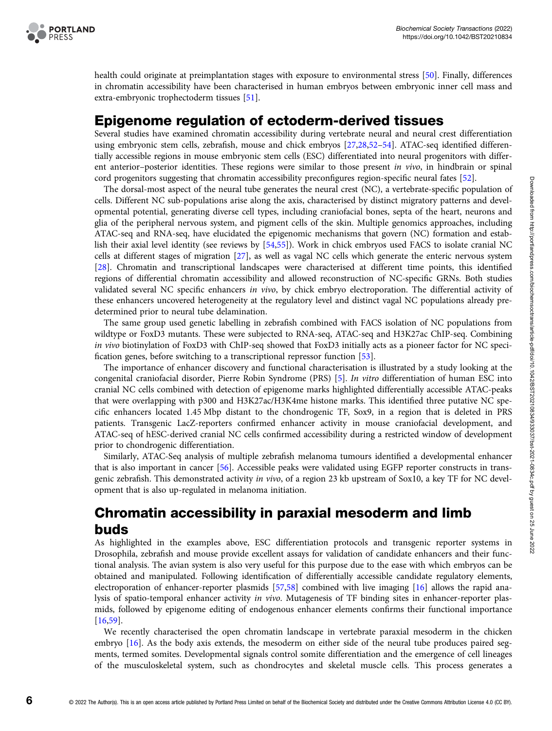health could originate at preimplantation stages with exposure to environmental stress [50]. Finally, differences in chromatin accessibility have been characterised in human embryos between embryonic inner cell mass and extra-embryonic trophectoderm tissues [51].

## Epigenome regulation of ectoderm-derived tissues

Several studies have examined chromatin accessibility during vertebrate neural and neural crest differentiation using embryonic stem cells, zebrafish, mouse and chick embryos [27,28,52–54]. ATAC-seq identified differentially accessible regions in mouse embryonic stem cells (ESC) differentiated into neural progenitors with different anterior–posterior identities. These regions were similar to those present *in vivo*, in hindbrain or spinal cord progenitors suggesting that chromatin accessibility preconfigures region-specific neural fates [52].

The dorsal-most aspect of the neural tube generates the neural crest (NC), a vertebrate-specific population of cells. Different NC sub-populations arise along the axis, characterised by distinct migratory patterns and developmental potential, generating diverse cell types, including craniofacial bones, septa of the heart, neurons and glia of the peripheral nervous system, and pigment cells of the skin. Multiple genomics approaches, including ATAC-seq and RNA-seq, have elucidated the epigenomic mechanisms that govern (NC) formation and establish their axial level identity (see reviews by [54,55]). Work in chick embryos used FACS to isolate cranial NC cells at different stages of migration [27], as well as vagal NC cells which generate the enteric nervous system [28]. Chromatin and transcriptional landscapes were characterised at different time points, this identified regions of differential chromatin accessibility and allowed reconstruction of NC-specific GRNs. Both studies validated several NC specific enhancers *in vivo*, by chick embryo electroporation. The differential activity of these enhancers uncovered heterogeneity at the regulatory level and distinct vagal NC populations already predetermined prior to neural tube delamination.

The same group used genetic labelling in zebrafish combined with FACS isolation of NC populations from wildtype or FoxD3 mutants. These were subjected to RNA-seq, ATAC-seq and H3K27ac ChIP-seq. Combining *in vivo* biotinylation of FoxD3 with ChIP-seq showed that FoxD3 initially acts as a pioneer factor for NC specification genes, before switching to a transcriptional repressor function [53].

The importance of enhancer discovery and functional characterisation is illustrated by a study looking at the congenital craniofacial disorder, Pierre Robin Syndrome (PRS) [5]. *In vitro* differentiation of human ESC into cranial NC cells combined with detection of epigenome marks highlighted differentially accessible ATAC-peaks that were overlapping with p300 and H3K27ac/H3K4me histone marks. This identified three putative NC specific enhancers located 1.45 Mbp distant to the chondrogenic TF, Sox9, in a region that is deleted in PRS patients. Transgenic LacZ-reporters confirmed enhancer activity in mouse craniofacial development, and ATAC-seq of hESC-derived cranial NC cells confirmed accessibility during a restricted window of development prior to chondrogenic differentiation.

Similarly, ATAC-Seq analysis of multiple zebrafish melanoma tumours identified a developmental enhancer that is also important in cancer [56]. Accessible peaks were validated using EGFP reporter constructs in transgenic zebrafish. This demonstrated activity *in vivo*, of a region 23 kb upstream of Sox10, a key TF for NC development that is also up-regulated in melanoma initiation.

## Chromatin accessibility in paraxial mesoderm and limb buds

As highlighted in the examples above, ESC differentiation protocols and transgenic reporter systems in Drosophila, zebrafish and mouse provide excellent assays for validation of candidate enhancers and their functional analysis. The avian system is also very useful for this purpose due to the ease with which embryos can be obtained and manipulated. Following identification of differentially accessible candidate regulatory elements, electroporation of enhancer-reporter plasmids [57,58] combined with live imaging [16] allows the rapid analysis of spatio-temporal enhancer activity *in vivo*. Mutagenesis of TF binding sites in enhancer-reporter plasmids, followed by epigenome editing of endogenous enhancer elements confirms their functional importance [16,59].

We recently characterised the open chromatin landscape in vertebrate paraxial mesoderm in the chicken embryo [16]. As the body axis extends, the mesoderm on either side of the neural tube produces paired segments, termed somites. Developmental signals control somite differentiation and the emergence of cell lineages of the musculoskeletal system, such as chondrocytes and skeletal muscle cells. This process generates a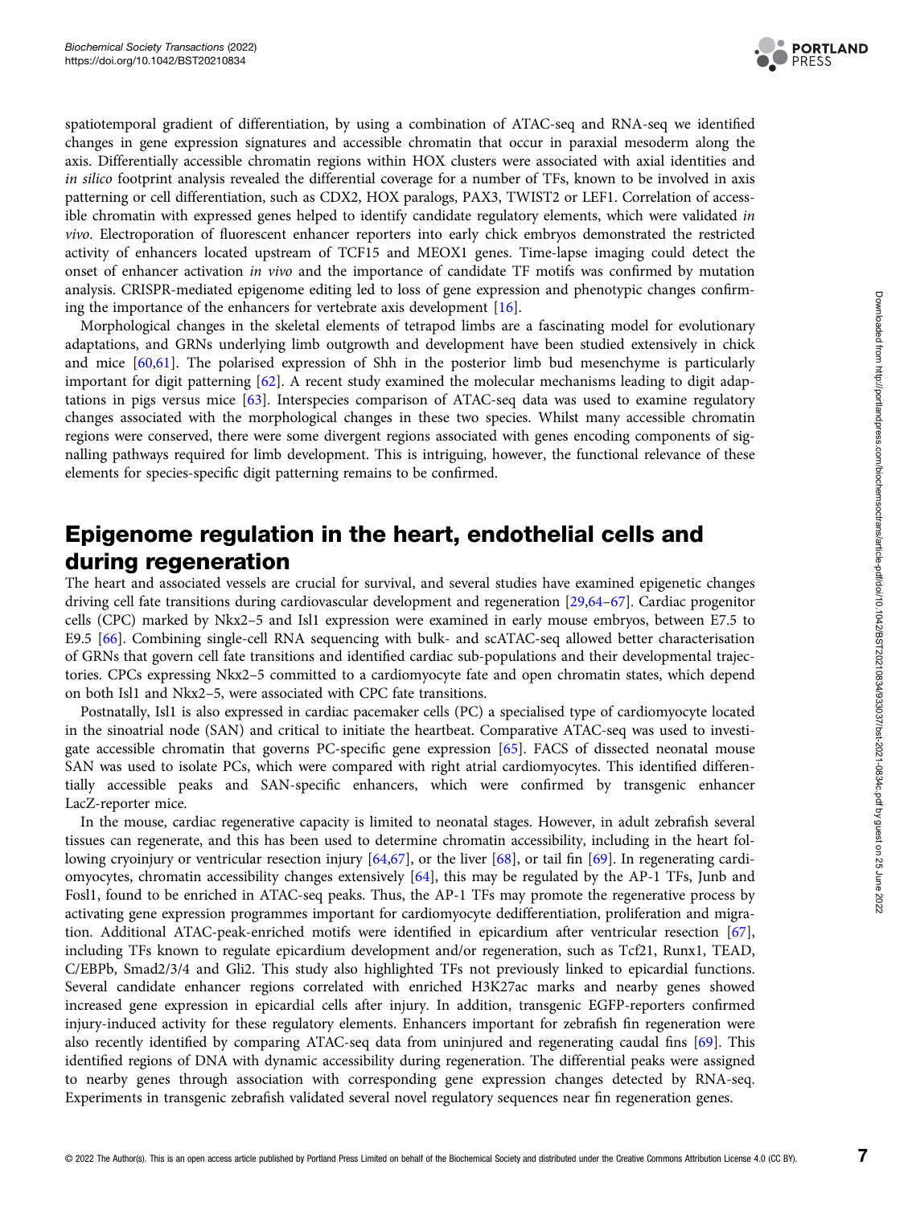spatiotemporal gradient of differentiation, by using a combination of ATAC-seq and RNA-seq we identified changes in gene expression signatures and accessible chromatin that occur in paraxial mesoderm along the axis. Differentially accessible chromatin regions within HOX clusters were associated with axial identities and *in silico* footprint analysis revealed the differential coverage for a number of TFs, known to be involved in axis patterning or cell differentiation, such as CDX2, HOX paralogs, PAX3, TWIST2 or LEF1. Correlation of accessible chromatin with expressed genes helped to identify candidate regulatory elements, which were validated *in vivo*. Electroporation of fluorescent enhancer reporters into early chick embryos demonstrated the restricted activity of enhancers located upstream of TCF15 and MEOX1 genes. Time-lapse imaging could detect the onset of enhancer activation *in vivo* and the importance of candidate TF motifs was confirmed by mutation analysis. CRISPR-mediated epigenome editing led to loss of gene expression and phenotypic changes confirming the importance of the enhancers for vertebrate axis development [16].

Morphological changes in the skeletal elements of tetrapod limbs are a fascinating model for evolutionary adaptations, and GRNs underlying limb outgrowth and development have been studied extensively in chick and mice [60,61]. The polarised expression of Shh in the posterior limb bud mesenchyme is particularly important for digit patterning [62]. A recent study examined the molecular mechanisms leading to digit adaptations in pigs versus mice [63]. Interspecies comparison of ATAC-seq data was used to examine regulatory changes associated with the morphological changes in these two species. Whilst many accessible chromatin regions were conserved, there were some divergent regions associated with genes encoding components of signalling pathways required for limb development. This is intriguing, however, the functional relevance of these elements for species-specific digit patterning remains to be confirmed.

## Epigenome regulation in the heart, endothelial cells and during regeneration

The heart and associated vessels are crucial for survival, and several studies have examined epigenetic changes driving cell fate transitions during cardiovascular development and regeneration [29,64–67]. Cardiac progenitor cells (CPC) marked by Nkx2–5 and Isl1 expression were examined in early mouse embryos, between E7.5 to E9.5 [66]. Combining single-cell RNA sequencing with bulk- and scATAC-seq allowed better characterisation of GRNs that govern cell fate transitions and identified cardiac sub-populations and their developmental trajectories. CPCs expressing Nkx2–5 committed to a cardiomyocyte fate and open chromatin states, which depend on both Isl1 and Nkx2–5, were associated with CPC fate transitions.

Postnatally, Isl1 is also expressed in cardiac pacemaker cells (PC) a specialised type of cardiomyocyte located in the sinoatrial node (SAN) and critical to initiate the heartbeat. Comparative ATAC-seq was used to investigate accessible chromatin that governs PC-specific gene expression [65]. FACS of dissected neonatal mouse SAN was used to isolate PCs, which were compared with right atrial cardiomyocytes. This identified differentially accessible peaks and SAN-specific enhancers, which were confirmed by transgenic enhancer LacZ-reporter mice.

In the mouse, cardiac regenerative capacity is limited to neonatal stages. However, in adult zebrafish several tissues can regenerate, and this has been used to determine chromatin accessibility, including in the heart following cryoinjury or ventricular resection injury [64,67], or the liver [68], or tail fin [69]. In regenerating cardiomyocytes, chromatin accessibility changes extensively [64], this may be regulated by the AP-1 TFs, Junb and Fosl1, found to be enriched in ATAC-seq peaks. Thus, the AP-1 TFs may promote the regenerative process by activating gene expression programmes important for cardiomyocyte dedifferentiation, proliferation and migration. Additional ATAC-peak-enriched motifs were identified in epicardium after ventricular resection [67], including TFs known to regulate epicardium development and/or regeneration, such as Tcf21, Runx1, TEAD, C/EBPb, Smad2/3/4 and Gli2. This study also highlighted TFs not previously linked to epicardial functions. Several candidate enhancer regions correlated with enriched H3K27ac marks and nearby genes showed increased gene expression in epicardial cells after injury. In addition, transgenic EGFP-reporters confirmed injury-induced activity for these regulatory elements. Enhancers important for zebrafish fin regeneration were also recently identified by comparing ATAC-seq data from uninjured and regenerating caudal fins [69]. This identified regions of DNA with dynamic accessibility during regeneration. The differential peaks were assigned to nearby genes through association with corresponding gene expression changes detected by RNA-seq. Experiments in transgenic zebrafish validated several novel regulatory sequences near fin regeneration genes.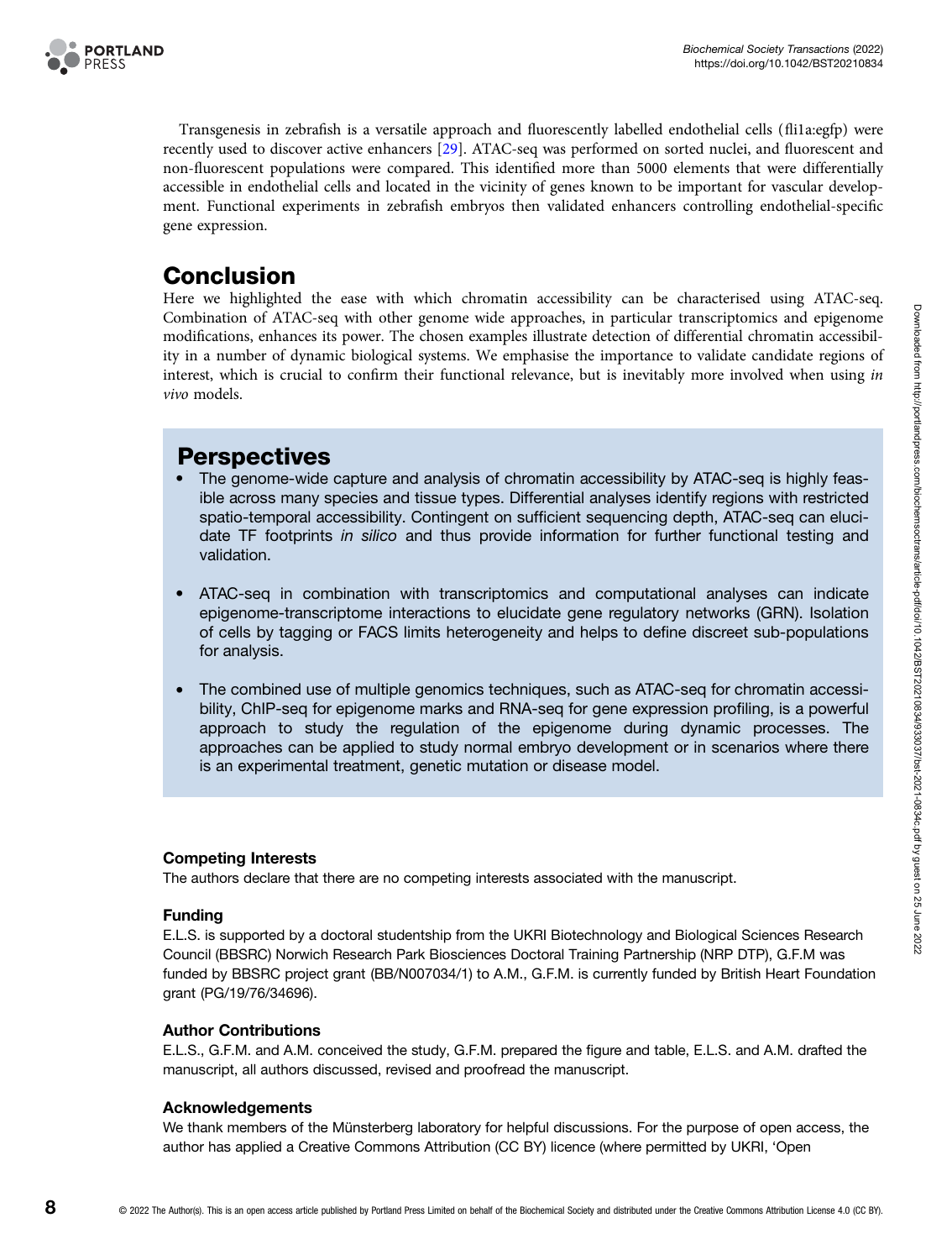Transgenesis in zebrafish is a versatile approach and fluorescently labelled endothelial cells (fli1a:egfp) were recently used to discover active enhancers [29]. ATAC-seq was performed on sorted nuclei, and fluorescent and non-fluorescent populations were compared. This identified more than 5000 elements that were differentially accessible in endothelial cells and located in the vicinity of genes known to be important for vascular development. Functional experiments in zebrafish embryos then validated enhancers controlling endothelial-specific gene expression.

## Conclusion

Here we highlighted the ease with which chromatin accessibility can be characterised using ATAC-seq. Combination of ATAC-seq with other genome wide approaches, in particular transcriptomics and epigenome modifications, enhances its power. The chosen examples illustrate detection of differential chromatin accessibility in a number of dynamic biological systems. We emphasise the importance to validate candidate regions of interest, which is crucial to confirm their functional relevance, but is inevitably more involved when using *in vivo* models.

## Perspectives

- The genome-wide capture and analysis of chromatin accessibility by ATAC-seq is highly feasible across many species and tissue types. Differential analyses identify regions with restricted spatio-temporal accessibility. Contingent on sufficient sequencing depth, ATAC-seq can elucidate TF footprints *in silico* and thus provide information for further functional testing and validation.
- ATAC-seq in combination with transcriptomics and computational analyses can indicate epigenome-transcriptome interactions to elucidate gene regulatory networks (GRN). Isolation of cells by tagging or FACS limits heterogeneity and helps to define discreet sub-populations for analysis.
- The combined use of multiple genomics techniques, such as ATAC-seq for chromatin accessibility, ChIP-seq for epigenome marks and RNA-seq for gene expression profiling, is a powerful approach to study the regulation of the epigenome during dynamic processes. The approaches can be applied to study normal embryo development or in scenarios where there is an experimental treatment, genetic mutation or disease model.

### Competing Interests

The authors declare that there are no competing interests associated with the manuscript.

### Funding

E.L.S. is supported by a doctoral studentship from the UKRI Biotechnology and Biological Sciences Research Council (BBSRC) Norwich Research Park Biosciences Doctoral Training Partnership (NRP DTP), G.F.M was funded by BBSRC project grant (BB/N007034/1) to A.M., G.F.M. is currently funded by British Heart Foundation grant (PG/19/76/34696).

### Author Contributions

E.L.S., G.F.M. and A.M. conceived the study, G.F.M. prepared the figure and table, E.L.S. and A.M. drafted the manuscript, all authors discussed, revised and proofread the manuscript.

### Acknowledgements

We thank members of the Münsterberg laboratory for helpful discussions. For the purpose of open access, the author has applied a Creative Commons Attribution (CC BY) licence (where permitted by UKRI, 'Open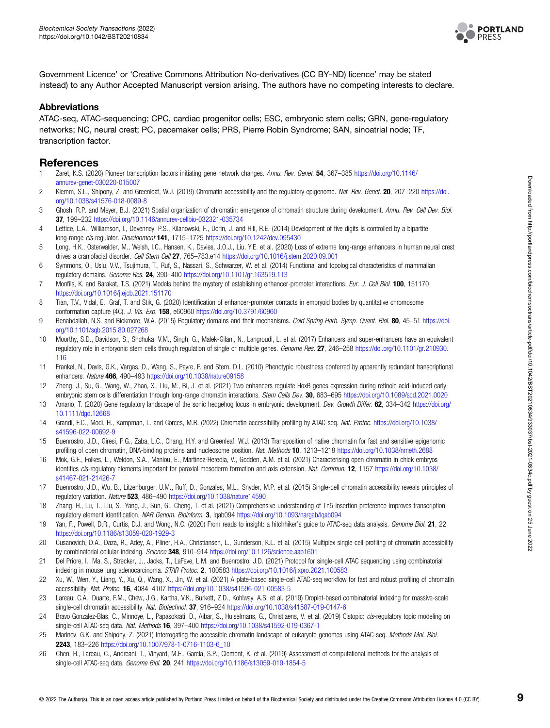Government Licence' or 'Creative Commons Attribution No-derivatives (CC BY-ND) licence' may be stated instead) to any Author Accepted Manuscript version arising. The authors have no competing interests to declare.

### Abbreviations

ATAC-seq, ATAC-sequencing; CPC, cardiac progenitor cells; ESC, embryonic stem cells; GRN, gene-regulatory networks; NC, neural crest; PC, pacemaker cells; PRS, Pierre Robin Syndrome; SAN, sinoatrial node; TF, transcription factor.

## References

1 Zaret, K.S. (2020) Pioneer transcription factors initiating gene network changes. *Annu. Rev. Genet.* **54**, 367–385 https://doi.org/10.1146/annurev-genet-030220-015007

2 Klemm, S.L., Shipony, Z. and Greenleaf, W.J. (2019) Chromatin accessibility and the regulatory epigenome. *Nat. Rev. Genet.* **20**, 207–220 https://doi.org/10.1038/s41576-018-0089-8

3 Ghosh, R.P. and Meyer, B.J. (2021) Spatial organization of chromatin: emergence of chromatin structure during development. *Annu. Rev. Cell Dev. Biol.* **37**, 199–232 https://doi.org/10.1146/annurev-cellbio-032321-035734

4 Lettice, L.A., Williamson, I., Devenney, P.S., Kilanowski, F., Dorin, J. and Hill, R.E. (2014) Development of five digits is controlled by a bipartite long-range *cis*-regulator. *Development* **141**, 1715–1725 https://doi.org/10.1242/dev.095430

5 Long, H.K., Osterwalder, M., Welsh, I.C., Hansen, K., Davies, J.O.J., Liu, Y.E. et al. (2020) Loss of extreme long-range enhancers in human neural crest drives a craniofacial disorder. *Cell Stem Cell* **27**, 765–783.e14 https://doi.org/10.1016/j.stem.2020.09.001

6 Symmons, O., Uslu, V.V., Tsujimura, T., Ruf, S., Nassari, S., Schwarzer, W. et al. (2014) Functional and topological characteristics of mammalian regulatory domains. *Genome Res.* **24**, 390–400 https://doi.org/10.1101/gr.163519.113

7 Monfils, K. and Barakat, T.S. (2021) Models behind the mystery of establishing enhancer-promoter interactions. *Eur. J. Cell Biol.* **100**, 151170 https://doi.org/10.1016/j.ejcb.2021.151170

8 Tian, T.V., Vidal, E., Graf, T. and Stik, G. (2020) Identification of enhancer-promoter contacts in embryoid bodies by quantitative chromosome conformation capture (4C). *J. Vis. Exp.* **158**, e60960 https://doi.org/10.3791/60960

9 Benabdallah, N.S. and Bickmore, W.A. (2015) Regulatory domains and their mechanisms. *Cold Spring Harb. Symp. Quant. Biol.* **80**, 45–51 https://doi.org/10.1101/sqb.2015.80.027268

10 Moorthy, S.D., Davidson, S., Shchuka, V.M., Singh, G., Malek-Gilani, N., Langroudi, L. et al. (2017) Enhancers and super-enhancers have an equivalent regulatory role in embryonic stem cells through regulation of single or multiple genes. *Genome Res.* **27**, 246–258 https://doi.org/10.1101/gr.210930.116

11 Frankel, N., Davis, G.K., Vargas, D., Wang, S., Payre, F. and Stern, D.L. (2010) Phenotypic robustness conferred by apparently redundant transcriptional enhancers. *Nature* **466**, 490–493 https://doi.org/10.1038/nature09158

12 Zheng, J., Su, G., Wang, W., Zhao, X., Liu, M., Bi, J. et al. (2021) Two enhancers regulate HoxB genes expression during retinoic acid-induced early embryonic stem cells differentiation through long-range chromatin interactions. *Stem Cells Dev.* **30**, 683–695 https://doi.org/10.1089/scd.2021.0020

13 Amano, T. (2020) Gene regulatory landscape of the sonic hedgehog locus in embryonic development. *Dev. Growth Differ.* **62**, 334–342 https://doi.org/10.1111/dgd.12668

14 Grandi, F.C., Modi, H., Kampman, L. and Corces, M.R. (2022) Chromatin accessibility profiling by ATAC-seq. *Nat. Protoc.* https://doi.org/10.1038/s41596-022-00692-9

15 Buenrostro, J.D., Giresi, P.G., Zaba, L.C., Chang, H.Y. and Greenleaf, W.J. (2013) Transposition of native chromatin for fast and sensitive epigenomic profiling of open chromatin, DNA-binding proteins and nucleosome position. *Nat. Methods* **10**, 1213–1218 https://doi.org/10.1038/nmeth.2688

16 Mok, G.F., Folkes, L., Weldon, S.A., Maniou, E., Martinez-Heredia, V., Godden, A.M. et al. (2021) Characterising open chromatin in chick embryos identifies *cis*-regulatory elements important for paraxial mesoderm formation and axis extension. *Nat. Commun.* **12**, 1157 https://doi.org/10.1038/s41467-021-21426-7

17 Buenrostro, J.D., Wu, B., Litzenburger, U.M., Ruff, D., Gonzales, M.L., Snyder, M.P. et al. (2015) Single-cell chromatin accessibility reveals principles of regulatory variation. *Nature* **523**, 486–490 https://doi.org/10.1038/nature14590

18 Zhang, H., Lu, T., Liu, S., Yang, J., Sun, G., Cheng, T. et al. (2021) Comprehensive understanding of Tn5 insertion preference improves transcription regulatory element identification. *NAR Genom. Bioinform.* **3**, lqab094 https://doi.org/10.1093/nargab/lqab094

19 Yan, F., Powell, D.R., Curtis, D.J. and Wong, N.C. (2020) From reads to insight: a hitchhiker's guide to ATAC-seq data analysis. *Genome Biol.* **21**, 22 https://doi.org/10.1186/s13059-020-1929-3

20 Cusanovich, D.A., Daza, R., Adey, A., Pliner, H.A., Christiansen, L., Gunderson, K.L. et al. (2015) Multiplex single cell profiling of chromatin accessibility by combinatorial cellular indexing. *Science* **348**, 910–914 https://doi.org/10.1126/science.aab1601

21 Del Priore, I., Ma, S., Strecker, J., Jacks, T., LaFave, L.M. and Buenrostro, J.D. (2021) Protocol for single-cell ATAC sequencing using combinatorial indexing in mouse lung adenocarcinoma. *STAR Protoc.* **2**, 100583 https://doi.org/10.1016/j.xpro.2021.100583

22 Xu, W., Wen, Y., Liang, Y., Xu, Q., Wang, X., Jin, W. et al. (2021) A plate-based single-cell ATAC-seq workflow for fast and robust profiling of chromatin accessibility. *Nat. Protoc.* **16**, 4084–4107 https://doi.org/10.1038/s41596-021-00583-5

23 Lareau, C.A., Duarte, F.M., Chew, J.G., Kartha, V.K., Burkett, Z.D., Kohlway, A.S. et al. (2019) Droplet-based combinatorial indexing for massive-scale single-cell chromatin accessibility. *Nat. Biotechnol.* **37**, 916–924 https://doi.org/10.1038/s41587-019-0147-6

24 Bravo Gonzalez-Blas, C., Minnoye, L., Papasokrati, D., Aibar, S., Hulselmans, G., Christiaens, V. et al. (2019) Cistopic: *cis*-regulatory topic modeling on single-cell ATAC-seq data. *Nat. Methods* **16**, 397–400 https://doi.org/10.1038/s41592-019-0367-1

25 Marinov, G.K. and Shipony, Z. (2021) Interrogating the accessible chromatin landscape of eukaryote genomes using ATAC-seq. *Methods Mol. Biol.* **2243**, 183–226 https://doi.org/10.1007/978-1-0716-1103-6_10

26 Chen, H., Lareau, C., Andreani, T., Vinyard, M.E., Garcia, S.P., Clement, K. et al. (2019) Assessment of computational methods for the analysis of single-cell ATAC-seq data. *Genome Biol.* **20**, 241 https://doi.org/10.1186/s13059-019-1854-5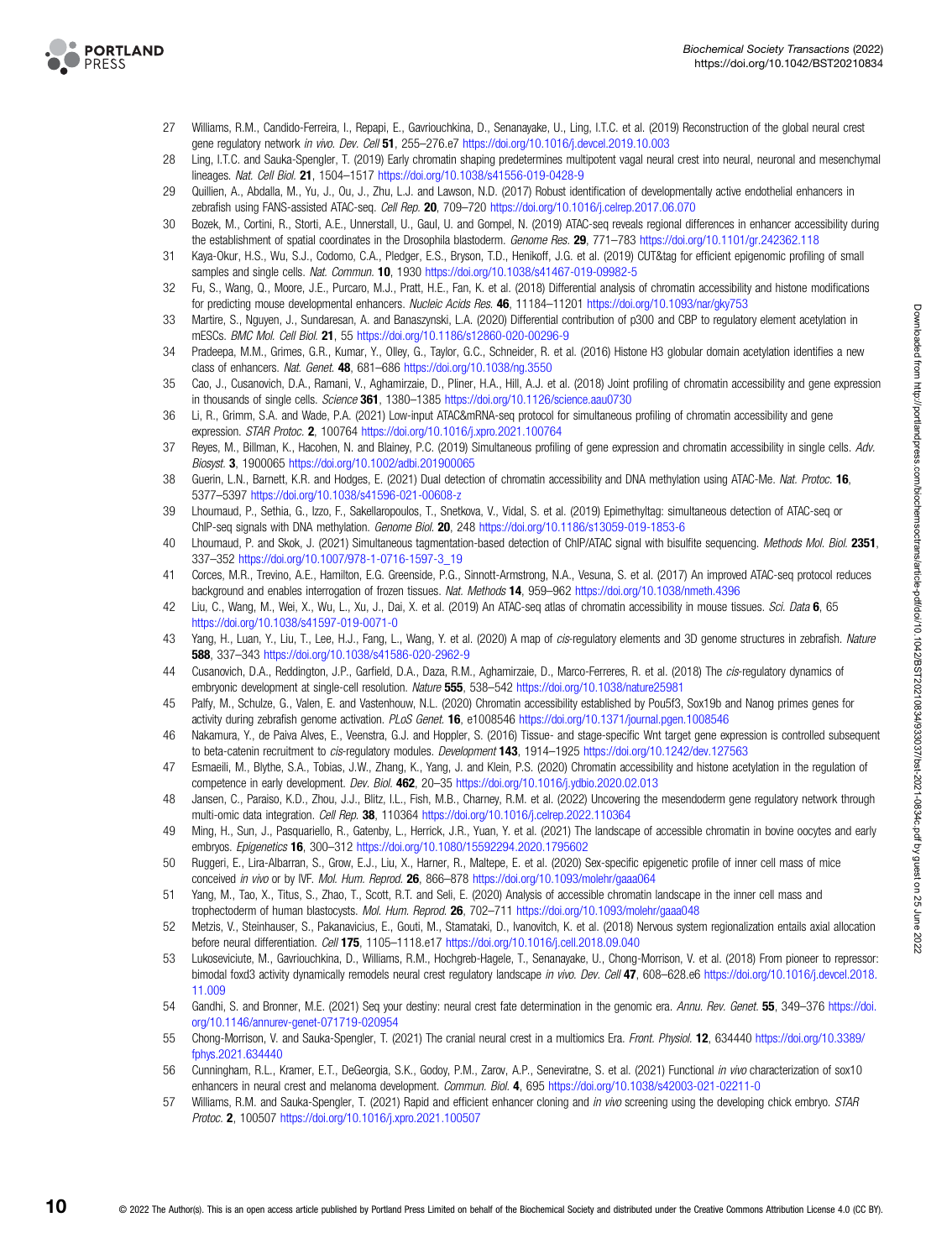27 Williams, R.M., Candido-Ferreira, I., Repapi, E., Gavriouchkina, D., Senanayake, U., Ling, I.T.C. et al. (2019) Reconstruction of the global neural crest gene regulatory network *in vivo*. *Dev. Cell* **51**, 255–276.e7 https://doi.org/10.1016/j.devcel.2019.10.003

28 Ling, I.T.C. and Sauka-Spengler, T. (2019) Early chromatin shaping predetermines multipotent vagal neural crest into neural, neuronal and mesenchymal lineages. *Nat. Cell Biol.* **21**, 1504–1517 https://doi.org/10.1038/s41556-019-0428-9

29 Quillien, A., Abdalla, M., Yu, J., Ou, J., Zhu, L.J. and Lawson, N.D. (2017) Robust identification of developmentally active endothelial enhancers in zebrafish using FANS-assisted ATAC-seq. *Cell Rep.* **20**, 709–720 https://doi.org/10.1016/j.celrep.2017.06.070

30 Bozek, M., Cortini, R., Storti, A.E., Unnerstall, U., Gaul, U. and Gompel, N. (2019) ATAC-seq reveals regional differences in enhancer accessibility during the establishment of spatial coordinates in the Drosophila blastoderm. *Genome Res.* **29**, 771–783 https://doi.org/10.1101/gr.242362.118

31 Kaya-Okur, H.S., Wu, S.J., Codomo, C.A., Pledger, E.S., Bryson, T.D., Henikoff, J.G. et al. (2019) CUT&tag for efficient epigenomic profiling of small samples and single cells. *Nat. Commun.* **10**, 1930 https://doi.org/10.1038/s41467-019-09982-5

32 Fu, S., Wang, Q., Moore, J.E., Purcaro, M.J., Pratt, H.E., Fan, K. et al. (2018) Differential analysis of chromatin accessibility and histone modifications for predicting mouse developmental enhancers. *Nucleic Acids Res.* **46**, 11184–11201 https://doi.org/10.1093/nar/gky753

33 Martire, S., Nguyen, J., Sundaresan, A. and Banaszynski, L.A. (2020) Differential contribution of p300 and CBP to regulatory element acetylation in mESCs. *BMC Mol. Cell Biol.* **21**, 55 https://doi.org/10.1186/s12860-020-00296-9

34 Pradeepa, M.M., Grimes, G.R., Kumar, Y., Olley, G., Taylor, G.C., Schneider, R. et al. (2016) Histone H3 globular domain acetylation identifies a new class of enhancers. *Nat. Genet.* **48**, 681–686 https://doi.org/10.1038/ng.3550

35 Cao, J., Cusanovich, D.A., Ramani, V., Aghamirzaie, D., Pliner, H.A., Hill, A.J. et al. (2018) Joint profiling of chromatin accessibility and gene expression in thousands of single cells. *Science* **361**, 1380–1385 https://doi.org/10.1126/science.aau0730

36 Li, R., Grimm, S.A. and Wade, P.A. (2021) Low-input ATAC&mRNA-seq protocol for simultaneous profiling of chromatin accessibility and gene expression. *STAR Protoc.* **2**, 100764 https://doi.org/10.1016/j.xpro.2021.100764

37 Reyes, M., Billman, K., Hacohen, N. and Blainey, P.C. (2019) Simultaneous profiling of gene expression and chromatin accessibility in single cells. *Adv. Biosyst.* **3**, 1900065 https://doi.org/10.1002/adbi.201900065

38 Guerin, L.N., Barnett, K.R. and Hodges, E. (2021) Dual detection of chromatin accessibility and DNA methylation using ATAC-Me. *Nat. Protoc.* **16**, 5377–5397 https://doi.org/10.1038/s41596-021-00608-z

39 Lhoumaud, P., Sethia, G., Izzo, F., Sakellaropoulos, T., Snetkova, V., Vidal, S. et al. (2019) Epimethyltag: simultaneous detection of ATAC-seq or ChIP-seq signals with DNA methylation. *Genome Biol.* **20**, 248 https://doi.org/10.1186/s13059-019-1853-6

40 Lhoumaud, P. and Skok, J. (2021) Simultaneous tagmentation-based detection of ChIP/ATAC signal with bisulfite sequencing. *Methods Mol. Biol.* **2351**, 337–352 https://doi.org/10.1007/978-1-0716-1597-3_19

41 Corces, M.R., Trevino, A.E., Hamilton, E.G. Greenside, P.G., Sinnott-Armstrong, N.A., Vesuna, S. et al. (2017) An improved ATAC-seq protocol reduces background and enables interrogation of frozen tissues. *Nat. Methods* **14**, 959–962 https://doi.org/10.1038/nmeth.4396

42 Liu, C., Wang, M., Wei, X., Wu, L., Xu, J., Dai, X. et al. (2019) An ATAC-seq atlas of chromatin accessibility in mouse tissues. *Sci. Data* **6**, 65 https://doi.org/10.1038/s41597-019-0071-0

43 Yang, H., Luan, Y., Liu, T., Lee, H.J., Fang, L., Wang, Y. et al. (2020) A map of *cis*-regulatory elements and 3D genome structures in zebrafish. *Nature* **588**, 337–343 https://doi.org/10.1038/s41586-020-2962-9

44 Cusanovich, D.A., Reddington, J.P., Garfield, D.A., Daza, R.M., Aghamirzaie, D., Marco-Ferreres, R. et al. (2018) The *cis*-regulatory dynamics of embryonic development at single-cell resolution. *Nature* **555**, 538–542 https://doi.org/10.1038/nature25981

45 Palfy, M., Schulze, G., Valen, E. and Vastenhouw, N.L. (2020) Chromatin accessibility established by Pou5f3, Sox19b and Nanog primes genes for activity during zebrafish genome activation. *PLoS Genet.* **16**, e1008546 https://doi.org/10.1371/journal.pgen.1008546

46 Nakamura, Y., de Paiva Alves, E., Veenstra, G.J. and Hoppler, S. (2016) Tissue- and stage-specific Wnt target gene expression is controlled subsequent to beta-catenin recruitment to *cis*-regulatory modules. *Development* **143**, 1914–1925 https://doi.org/10.1242/dev.127563

47 Esmaeili, M., Blythe, S.A., Tobias, J.W., Zhang, K., Yang, J. and Klein, P.S. (2020) Chromatin accessibility and histone acetylation in the regulation of competence in early development. *Dev. Biol.* **462**, 20–35 https://doi.org/10.1016/j.ydbio.2020.02.013

48 Jansen, C., Paraiso, K.D., Zhou, J.J., Blitz, I.L., Fish, M.B., Charney, R.M. et al. (2022) Uncovering the mesendoderm gene regulatory network through multi-omic data integration. *Cell Rep.* **38**, 110364 https://doi.org/10.1016/j.celrep.2022.110364

49 Ming, H., Sun, J., Pasquariello, R., Gatenby, L., Herrick, J.R., Yuan, Y. et al. (2021) The landscape of accessible chromatin in bovine oocytes and early embryos. *Epigenetics* **16**, 300–312 https://doi.org/10.1080/15592294.2020.1795602

50 Ruggeri, E., Lira-Albarran, S., Grow, E.J., Liu, X., Harner, R., Maltepe, E. et al. (2020) Sex-specific epigenetic profile of inner cell mass of mice conceived *in vivo* or by IVF. *Mol. Hum. Reprod.* **26**, 866–878 https://doi.org/10.1093/molehr/gaaa064

51 Yang, M., Tao, X., Titus, S., Zhao, T., Scott, R.T. and Seli, E. (2020) Analysis of accessible chromatin landscape in the inner cell mass and trophectoderm of human blastocysts. *Mol. Hum. Reprod.* **26**, 702–711 https://doi.org/10.1093/molehr/gaaa048

52 Metzis, V., Steinhauser, S., Pakanavicius, E., Gouti, M., Stamataki, D., Ivanovitch, K. et al. (2018) Nervous system regionalization entails axial allocation before neural differentiation. *Cell* **175**, 1105–1118.e17 https://doi.org/10.1016/j.cell.2018.09.040

53 Lukoseviciute, M., Gavriouchkina, D., Williams, R.M., Hochgreb-Hagele, T., Senanayake, U., Chong-Morrison, V. et al. (2018) From pioneer to repressor: bimodal foxd3 activity dynamically remodels neural crest regulatory landscape *in vivo*. *Dev. Cell* **47**, 608–628.e6 https://doi.org/10.1016/j.devcel.2018.11.009

54 Gandhi, S. and Bronner, M.E. (2021) Seq your destiny: neural crest fate determination in the genomic era. *Annu. Rev. Genet.* **55**, 349–376 https://doi.org/10.1146/annurev-genet-071719-020954

55 Chong-Morrison, V. and Sauka-Spengler, T. (2021) The cranial neural crest in a multiomics Era. *Front. Physiol.* **12**, 634440 https://doi.org/10.3389/fphys.2021.634440

56 Cunningham, R.L., Kramer, E.T., DeGeorgia, S.K., Godoy, P.M., Zarov, A.P., Seneviratne, S. et al. (2021) Functional *in vivo* characterization of sox10 enhancers in neural crest and melanoma development. *Commun. Biol.* **4**, 695 https://doi.org/10.1038/s42003-021-02211-0

57 Williams, R.M. and Sauka-Spengler, T. (2021) Rapid and efficient enhancer cloning and *in vivo* screening using the developing chick embryo. *STAR Protoc.* **2**, 100507 https://doi.org/10.1016/j.xpro.2021.100507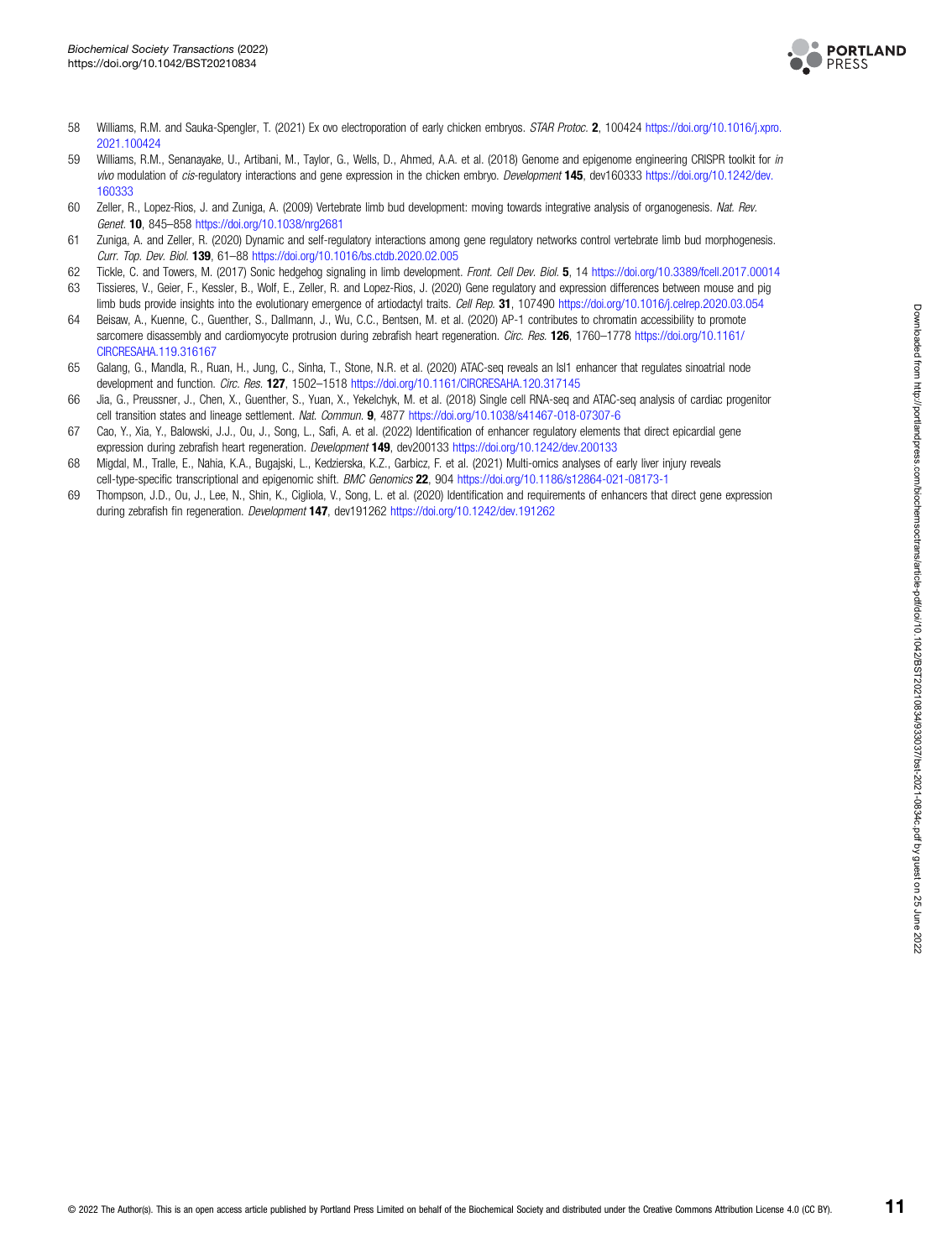58 Williams, R.M. and Sauka-Spengler, T. (2021) Ex ovo electroporation of early chicken embryos. *STAR Protoc.* **2**, 100424 https://doi.org/10.1016/j.xpro.2021.100424

59 Williams, R.M., Senanayake, U., Artibani, M., Taylor, G., Wells, D., Ahmed, A.A. et al. (2018) Genome and epigenome engineering CRISPR toolkit for *in vivo* modulation of *cis*-regulatory interactions and gene expression in the chicken embryo. *Development* **145**, dev160333 https://doi.org/10.1242/dev.160333

60 Zeller, R., Lopez-Rios, J. and Zuniga, A. (2009) Vertebrate limb bud development: moving towards integrative analysis of organogenesis. *Nat. Rev. Genet.* **10**, 845–858 https://doi.org/10.1038/nrg2681

61 Zuniga, A. and Zeller, R. (2020) Dynamic and self-regulatory interactions among gene regulatory networks control vertebrate limb bud morphogenesis. *Curr. Top. Dev. Biol.* **139**, 61–88 https://doi.org/10.1016/bs.ctdb.2020.02.005

62 Tickle, C. and Towers, M. (2017) Sonic hedgehog signaling in limb development. *Front. Cell Dev. Biol.* **5**, 14 https://doi.org/10.3389/fcell.2017.00014

63 Tissieres, V., Geier, F., Kessler, B., Wolf, E., Zeller, R. and Lopez-Rios, J. (2020) Gene regulatory and expression differences between mouse and pig limb buds provide insights into the evolutionary emergence of artiodactyl traits. *Cell Rep.* **31**, 107490 https://doi.org/10.1016/j.celrep.2020.03.054

64 Beisaw, A., Kuenne, C., Guenther, S., Dallmann, J., Wu, C.C., Bentsen, M. et al. (2020) AP-1 contributes to chromatin accessibility to promote sarcomere disassembly and cardiomyocyte protrusion during zebrafish heart regeneration. *Circ. Res.* **126**, 1760–1778 https://doi.org/10.1161/CIRCRESAHA.119.316167

65 Galang, G., Mandla, R., Ruan, H., Jung, C., Sinha, T., Stone, N.R. et al. (2020) ATAC-seq reveals an Isl1 enhancer that regulates sinoatrial node development and function. *Circ. Res.* **127**, 1502–1518 https://doi.org/10.1161/CIRCRESAHA.120.317145

66 Jia, G., Preussner, J., Chen, X., Guenther, S., Yuan, X., Yekelchyk, M. et al. (2018) Single cell RNA-seq and ATAC-seq analysis of cardiac progenitor cell transition states and lineage settlement. *Nat. Commun.* **9**, 4877 https://doi.org/10.1038/s41467-018-07307-6

67 Cao, Y., Xia, Y., Balowski, J.J., Ou, J., Song, L., Safi, A. et al. (2022) Identification of enhancer regulatory elements that direct epicardial gene expression during zebrafish heart regeneration. *Development* **149**, dev200133 https://doi.org/10.1242/dev.200133

68 Migdal, M., Tralle, E., Nahia, K.A., Bugajski, L., Kedzierska, K.Z., Garbicz, F. et al. (2021) Multi-omics analyses of early liver injury reveals cell-type-specific transcriptional and epigenomic shift. *BMC Genomics* **22**, 904 https://doi.org/10.1186/s12864-021-08173-1

69 Thompson, J.D., Ou, J., Lee, N., Shin, K., Cigliola, V., Song, L. et al. (2020) Identification and requirements of enhancers that direct gene expression during zebrafish fin regeneration. *Development* **147**, dev191262 https://doi.org/10.1242/dev.191262